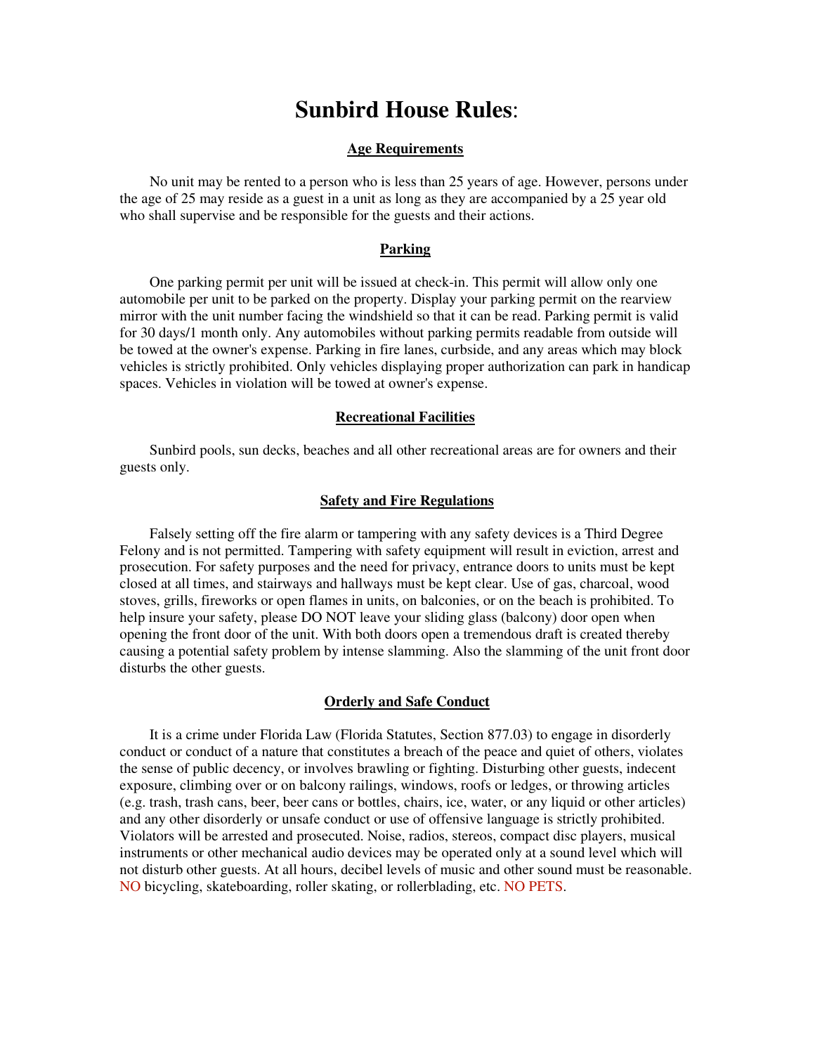# Sunbird House Rules:

## Age Requirements

No unit may be rented to a person who is less than 25 years of age. However, persons under the age of 25 may reside as a guest in a unit as long as they are accompanied by a 25 year old who shall supervise and be responsible for the guests and their actions.

## Parking

One parking permit per unit will be issued at check-in. This permit will allow only one automobile per unit to be parked on the property. Display your parking permit on the rearview mirror with the unit number facing the windshield so that it can be read. Parking permit is valid for 30 days/1 month only. Any automobiles without parking permits readable from outside will be towed at the owner's expense. Parking in fire lanes, curbside, and any areas which may block vehicles is strictly prohibited. Only vehicles displaying proper authorization can park in handicap spaces. Vehicles in violation will be towed at owner's expense.

## Recreational Facilities

Sunbird pools, sun decks, beaches and all other recreational areas are for owners and their guests only.

## Safety and Fire Regulations

Falsely setting off the fire alarm or tampering with any safety devices is a Third Degree Felony and is not permitted. Tampering with safety equipment will result in eviction, arrest and prosecution. For safety purposes and the need for privacy, entrance doors to units must be kept closed at all times, and stairways and hallways must be kept clear. Use of gas, charcoal, wood stoves, grills, fireworks or open flames in units, on balconies, or on the beach is prohibited. To help insure your safety, please DO NOT leave your sliding glass (balcony) door open when opening the front door of the unit. With both doors open a tremendous draft is created thereby causing a potential safety problem by intense slamming. Also the slamming of the unit front door disturbs the other guests.

## Orderly and Safe Conduct

It is a crime under Florida Law (Florida Statutes, Section 877.03) to engage in disorderly conduct or conduct of a nature that constitutes a breach of the peace and quiet of others, violates the sense of public decency, or involves brawling or fighting. Disturbing other guests, indecent exposure, climbing over or on balcony railings, windows, roofs or ledges, or throwing articles (e.g. trash, trash cans, beer, beer cans or bottles, chairs, ice, water, or any liquid or other articles) and any other disorderly or unsafe conduct or use of offensive language is strictly prohibited. Violators will be arrested and prosecuted. Noise, radios, stereos, compact disc players, musical instruments or other mechanical audio devices may be operated only at a sound level which will not disturb other guests. At all hours, decibel levels of music and other sound must be reasonable. NO bicycling, skateboarding, roller skating, or rollerblading, etc. NO PETS.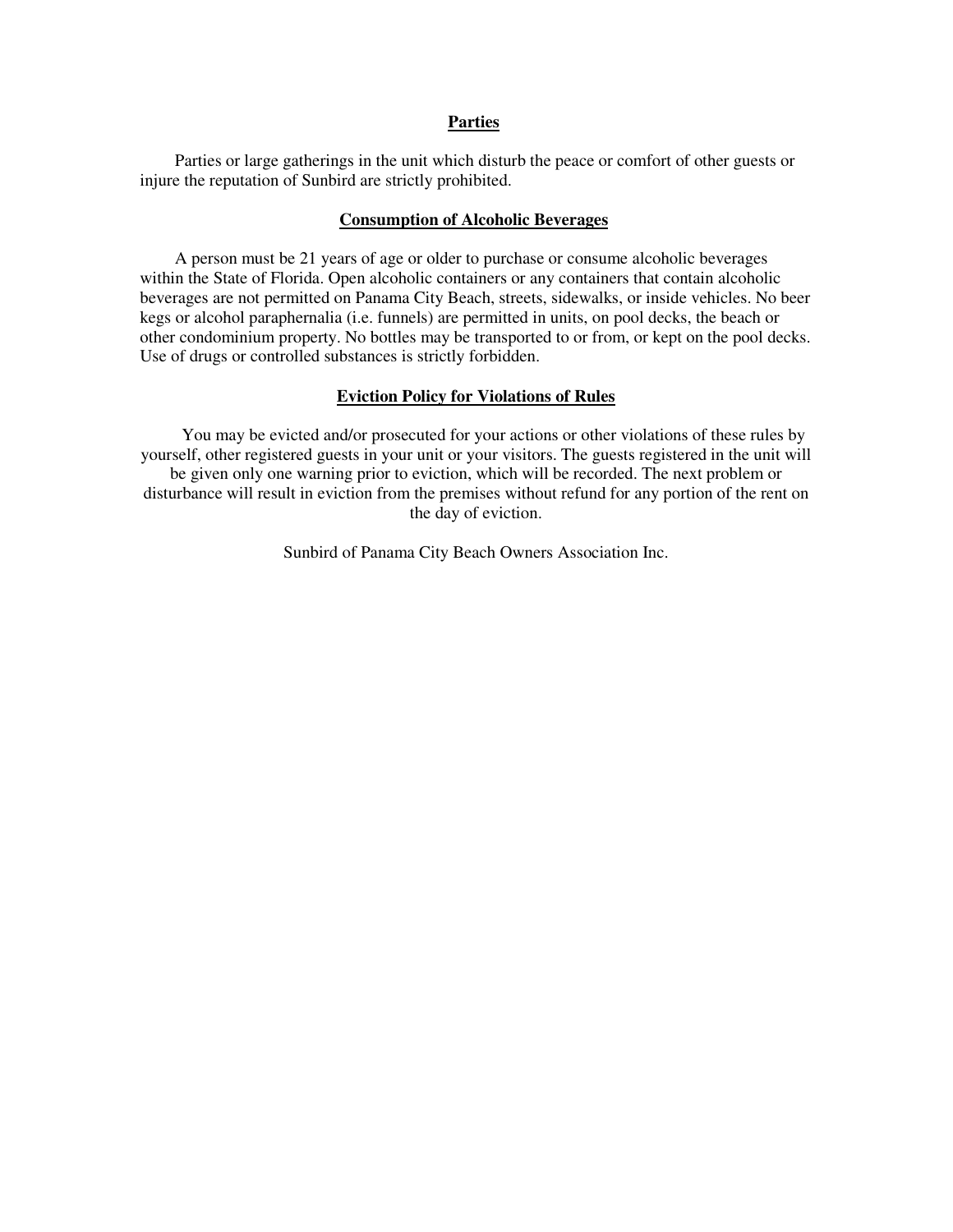## Parties

Parties or large gatherings in the unit which disturb the peace or comfort of other guests or injure the reputation of Sunbird are strictly prohibited.

## Consumption of Alcoholic Beverages

A person must be 21 years of age or older to purchase or consume alcoholic beverages within the State of Florida. Open alcoholic containers or any containers that contain alcoholic beverages are not permitted on Panama City Beach, streets, sidewalks, or inside vehicles. No beer kegs or alcohol paraphernalia (i.e. funnels) are permitted in units, on pool decks, the beach or other condominium property. No bottles may be transported to or from, or kept on the pool decks. Use of drugs or controlled substances is strictly forbidden.

## Eviction Policy for Violations of Rules

You may be evicted and/or prosecuted for your actions or other violations of these rules by yourself, other registered guests in your unit or your visitors. The guests registered in the unit will be given only one warning prior to eviction, which will be recorded. The next problem or disturbance will result in eviction from the premises without refund for any portion of the rent on the day of eviction.

Sunbird of Panama City Beach Owners Association Inc.